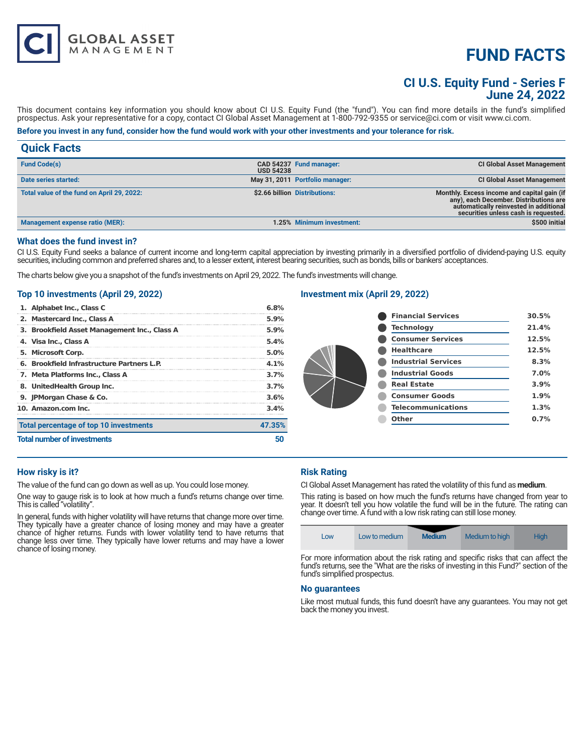CI GLOBAL ASSET MANAGEMENT

# FUND FACTS

## CI U.S. Equity Fund - Series F
## June 24, 2022

This document contains key information you should know about CI U.S. Equity Fund (the "fund"). You can find more details in the fund's simplified prospectus. Ask your representative for a copy, contact CI Global Asset Management at 1-800-792-9355 or service@ci.com or visit www.ci.com.

**Before you invest in any fund, consider how the fund would work with your other investments and your tolerance for risk.**

## Quick Facts

| | | | |
|---|---|---|---|
| **Fund Code(s)** | **CAD 54237 USD 54238** | **Fund manager:** | **CI Global Asset Management** |
| **Date series started:** | **May 31, 2011** | **Portfolio manager:** | **CI Global Asset Management** |
| **Total value of the fund on April 29, 2022:** | **$2.66 billion** | **Distributions:** | **Monthly. Excess income and capital gain (if any), each December. Distributions are automatically reinvested in additional securities unless cash is requested.** |
| **Management expense ratio (MER):** | **1.25%** | **Minimum investment:** | **$500 initial** |

### What does the fund invest in?

CI U.S. Equity Fund seeks a balance of current income and long-term capital appreciation by investing primarily in a diversified portfolio of dividend-paying U.S. equity securities, including common and preferred shares and, to a lesser extent, interest bearing securities, such as bonds, bills or bankers' acceptances.

The charts below give you a snapshot of the fund's investments on April 29, 2022. The fund's investments will change.

### Top 10 investments (April 29, 2022)

| | |
|---|---|
| 1. Alphabet Inc., Class C | 6.8% |
| 2. Mastercard Inc., Class A | 5.9% |
| 3. Brookfield Asset Management Inc., Class A | 5.9% |
| 4. Visa Inc., Class A | 5.4% |
| 5. Microsoft Corp. | 5.0% |
| 6. Brookfield Infrastructure Partners L.P. | 4.1% |
| 7. Meta Platforms Inc., Class A | 3.7% |
| 8. UnitedHealth Group Inc. | 3.7% |
| 9. JPMorgan Chase & Co. | 3.6% |
| 10. Amazon.com Inc. | 3.4% |
| **Total percentage of top 10 investments** | **47.35%** |
| **Total number of investments** | **50** |

### Investment mix (April 29, 2022)

| | |
|---|---|
| Financial Services | 30.5% |
| Technology | 21.4% |
| Consumer Services | 12.5% |
| Healthcare | 12.5% |
| Industrial Services | 8.3% |
| Industrial Goods | 7.0% |
| Real Estate | 3.9% |
| Consumer Goods | 1.9% |
| Telecommunications | 1.3% |
| Other | 0.7% |

### How risky is it?

The value of the fund can go down as well as up. You could lose money.

One way to gauge risk is to look at how much a fund's returns change over time. This is called "volatility".

In general, funds with higher volatility will have returns that change more over time. They typically have a greater chance of losing money and may have a greater chance of higher returns. Funds with lower volatility tend to have returns that change less over time. They typically have lower returns and may have a lower chance of losing money.

### Risk Rating

CI Global Asset Management has rated the volatility of this fund as **medium**.

This rating is based on how much the fund's returns have changed from year to year. It doesn't tell you how volatile the fund will be in the future. The rating can change over time. A fund with a low risk rating can still lose money.

| Low | Low to medium | **Medium** | Medium to high | High |
|---|---|---|---|---|

For more information about the risk rating and specific risks that can affect the fund's returns, see the "What are the risks of investing in this Fund?" section of the fund's simplified prospectus.

### No guarantees

Like most mutual funds, this fund doesn't have any guarantees. You may not get back the money you invest.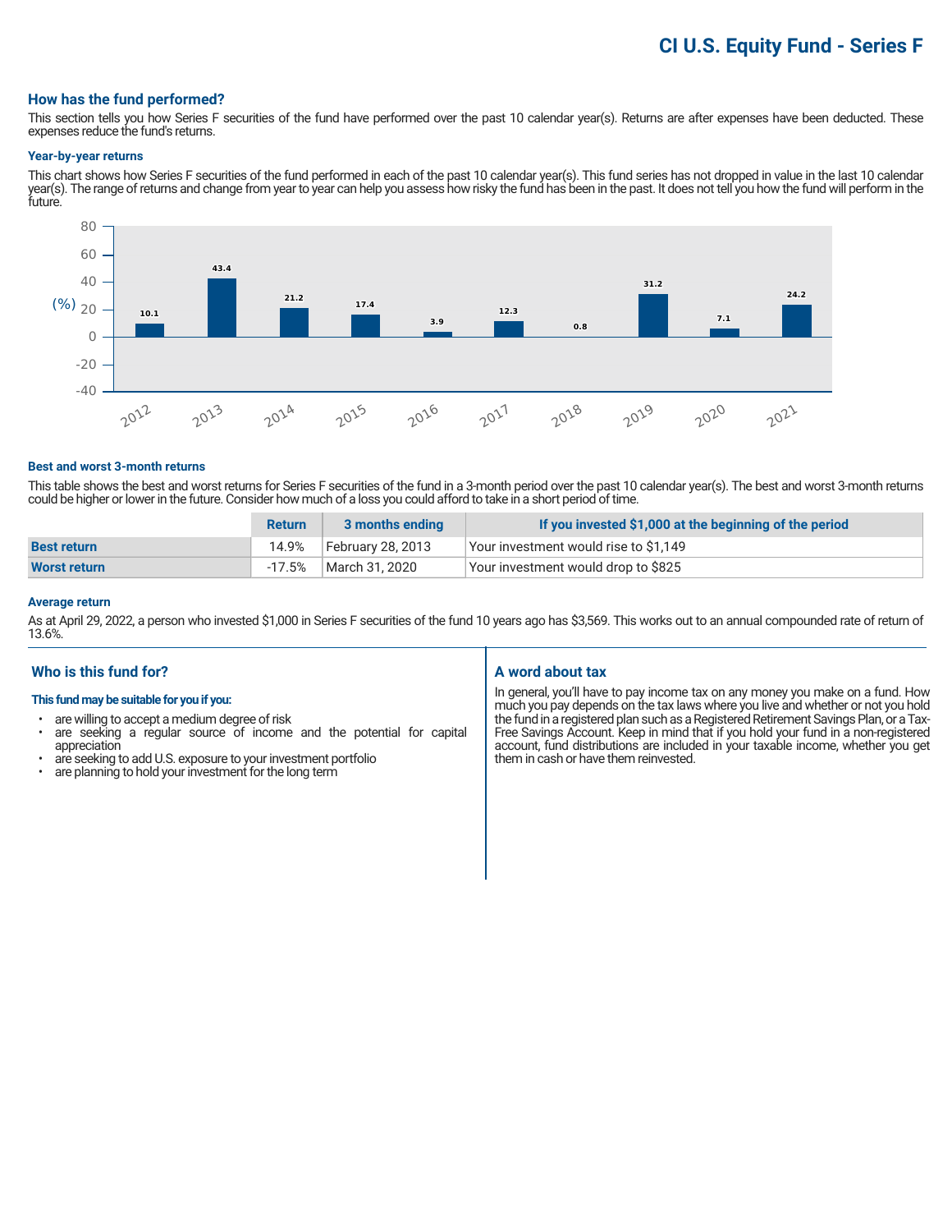# CI U.S. Equity Fund - Series F

## How has the fund performed?

This section tells you how Series F securities of the fund have performed over the past 10 calendar year(s). Returns are after expenses have been deducted. These expenses reduce the fund's returns.

### Year-by-year returns

This chart shows how Series F securities of the fund performed in each of the past 10 calendar year(s). This fund series has not dropped in value in the last 10 calendar year(s). The range of returns and change from year to year can help you assess how risky the fund has been in the past. It does not tell you how the fund will perform in the future.

| Year | 2012 | 2013 | 2014 | 2015 | 2016 | 2017 | 2018 | 2019 | 2020 | 2021 |
|---|---|---|---|---|---|---|---|---|---|---|
| (%) | 10.1 | 43.4 | 21.2 | 17.4 | 3.9 | 12.3 | 0.8 | 31.2 | 7.1 | 24.2 |

### Best and worst 3-month returns

This table shows the best and worst returns for Series F securities of the fund in a 3-month period over the past 10 calendar year(s). The best and worst 3-month returns could be higher or lower in the future. Consider how much of a loss you could afford to take in a short period of time.

| | Return | 3 months ending | If you invested $1,000 at the beginning of the period |
|---|---|---|---|
| **Best return** | 14.9% | February 28, 2013 | Your investment would rise to $1,149 |
| **Worst return** | -17.5% | March 31, 2020 | Your investment would drop to $825 |

### Average return

As at April 29, 2022, a person who invested $1,000 in Series F securities of the fund 10 years ago has $3,569. This works out to an annual compounded rate of return of 13.6%.

## Who is this fund for?

**This fund may be suitable for you if you:**

- are willing to accept a medium degree of risk
- are seeking a regular source of income and the potential for capital appreciation
- are seeking to add U.S. exposure to your investment portfolio
- are planning to hold your investment for the long term

## A word about tax

In general, you'll have to pay income tax on any money you make on a fund. How much you pay depends on the tax laws where you live and whether or not you hold the fund in a registered plan such as a Registered Retirement Savings Plan, or a Tax-Free Savings Account. Keep in mind that if you hold your fund in a non-registered account, fund distributions are included in your taxable income, whether you get them in cash or have them reinvested.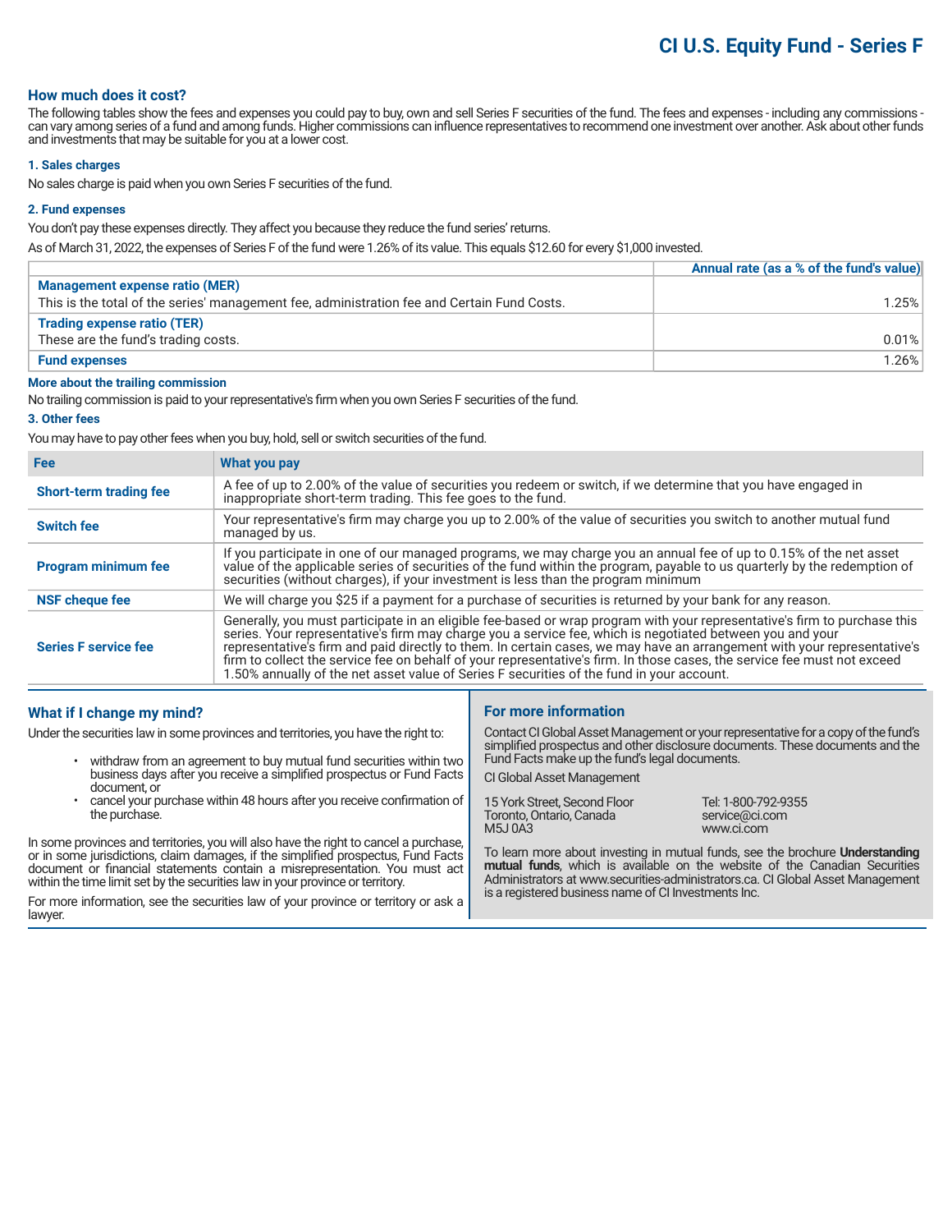# CI U.S. Equity Fund - Series F

## How much does it cost?

The following tables show the fees and expenses you could pay to buy, own and sell Series F securities of the fund. The fees and expenses - including any commissions - can vary among series of a fund and among funds. Higher commissions can influence representatives to recommend one investment over another. Ask about other funds and investments that may be suitable for you at a lower cost.

### 1. Sales charges

No sales charge is paid when you own Series F securities of the fund.

### 2. Fund expenses

You don't pay these expenses directly. They affect you because they reduce the fund series' returns.

As of March 31, 2022, the expenses of Series F of the fund were 1.26% of its value. This equals $12.60 for every $1,000 invested.

| | Annual rate (as a % of the fund's value) |
|---|---|
| **Management expense ratio (MER)**<br>This is the total of the series' management fee, administration fee and Certain Fund Costs. | 1.25% |
| **Trading expense ratio (TER)**<br>These are the fund's trading costs. | 0.01% |
| **Fund expenses** | 1.26% |

#### More about the trailing commission

No trailing commission is paid to your representative's firm when you own Series F securities of the fund.

### 3. Other fees

You may have to pay other fees when you buy, hold, sell or switch securities of the fund.

| Fee | What you pay |
|---|---|
| **Short-term trading fee** | A fee of up to 2.00% of the value of securities you redeem or switch, if we determine that you have engaged in inappropriate short-term trading. This fee goes to the fund. |
| **Switch fee** | Your representative's firm may charge you up to 2.00% of the value of securities you switch to another mutual fund managed by us. |
| **Program minimum fee** | If you participate in one of our managed programs, we may charge you an annual fee of up to 0.15% of the net asset value of the applicable series of securities of the fund within the program, payable to us quarterly by the redemption of securities (without charges), if your investment is less than the program minimum |
| **NSF cheque fee** | We will charge you $25 if a payment for a purchase of securities is returned by your bank for any reason. |
| **Series F service fee** | Generally, you must participate in an eligible fee-based or wrap program with your representative's firm to purchase this series. Your representative's firm may charge you a service fee, which is negotiated between you and your representative's firm and paid directly to them. In certain cases, we may have an arrangement with your representative's firm to collect the service fee on behalf of your representative's firm. In those cases, the service fee must not exceed 1.50% annually of the net asset value of Series F securities of the fund in your account. |

## What if I change my mind?

Under the securities law in some provinces and territories, you have the right to:

- withdraw from an agreement to buy mutual fund securities within two business days after you receive a simplified prospectus or Fund Facts document, or
- cancel your purchase within 48 hours after you receive confirmation of the purchase.

In some provinces and territories, you will also have the right to cancel a purchase, or in some jurisdictions, claim damages, if the simplified prospectus, Fund Facts document or financial statements contain a misrepresentation. You must act within the time limit set by the securities law in your province or territory.

For more information, see the securities law of your province or territory or ask a lawyer.

## For more information

Contact CI Global Asset Management or your representative for a copy of the fund's simplified prospectus and other disclosure documents. These documents and the Fund Facts make up the fund's legal documents.

CI Global Asset Management

15 York Street, Second Floor
Toronto, Ontario, Canada
M5J 0A3

Tel: 1-800-792-9355
service@ci.com
www.ci.com

To learn more about investing in mutual funds, see the brochure **Understanding mutual funds**, which is available on the website of the Canadian Securities Administrators at www.securities-administrators.ca. CI Global Asset Management is a registered business name of CI Investments Inc.